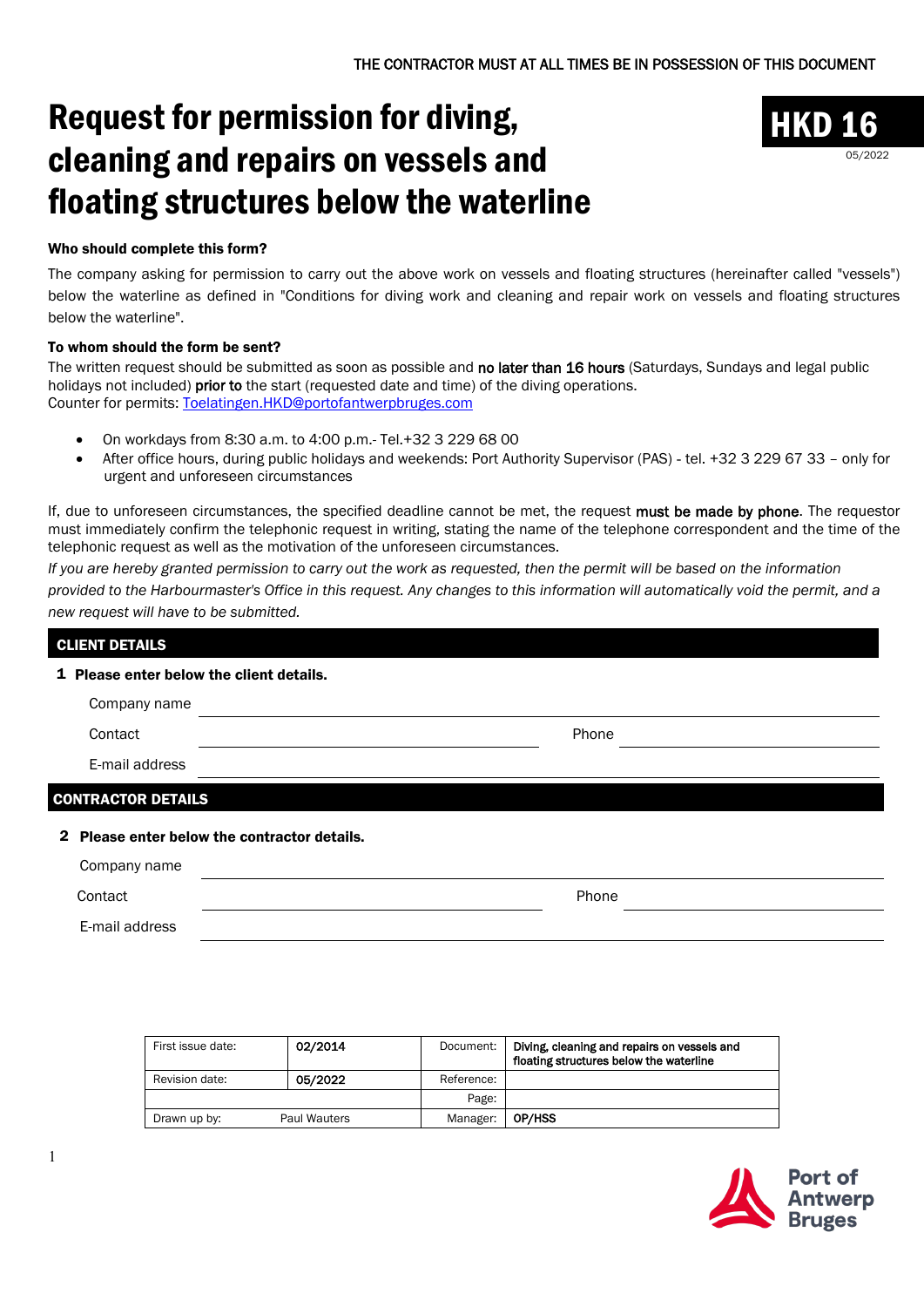THE CONTRACTOR MUST AT ALL TIMES BE IN POSSESSION OF THIS DOCUMENT

# Request for permission for diving, cleaning and repairs on vessels and floating structures below the waterline

**HKD 16**
05/2022

**Who should complete this form?**

The company asking for permission to carry out the above work on vessels and floating structures (hereinafter called "vessels") below the waterline as defined in "Conditions for diving work and cleaning and repair work on vessels and floating structures below the waterline".

**To whom should the form be sent?**

The written request should be submitted as soon as possible and **no later than 16 hours** (Saturdays, Sundays and legal public holidays not included) **prior to** the start (requested date and time) of the diving operations.
Counter for permits: Toelatingen.HKD@portofantwerpbruges.com

- On workdays from 8:30 a.m. to 4:00 p.m.- Tel.+32 3 229 68 00
- After office hours, during public holidays and weekends: Port Authority Supervisor (PAS) - tel. +32 3 229 67 33 – only for urgent and unforeseen circumstances

If, due to unforeseen circumstances, the specified deadline cannot be met, the request **must be made by phone**. The requestor must immediately confirm the telephonic request in writing, stating the name of the telephone correspondent and the time of the telephonic request as well as the motivation of the unforeseen circumstances.

*If you are hereby granted permission to carry out the work as requested, then the permit will be based on the information provided to the Harbourmaster's Office in this request. Any changes to this information will automatically void the permit, and a new request will have to be submitted.*

## CLIENT DETAILS

**1 Please enter below the client details.**

Company name ______________________________

Contact ______________________________ Phone ______________________________

E-mail address ______________________________

## CONTRACTOR DETAILS

**2 Please enter below the contractor details.**

Company name ______________________________

Contact ______________________________ Phone ______________________________

E-mail address ______________________________

| First issue date: | 02/2014 | Document: | Diving, cleaning and repairs on vessels and floating structures below the waterline |
|---|---|---|---|
| Revision date: | 05/2022 | Reference: | |
| | | Page: | |
| Drawn up by: | Paul Wauters | Manager: | OP/HSS |

Port of Antwerp Bruges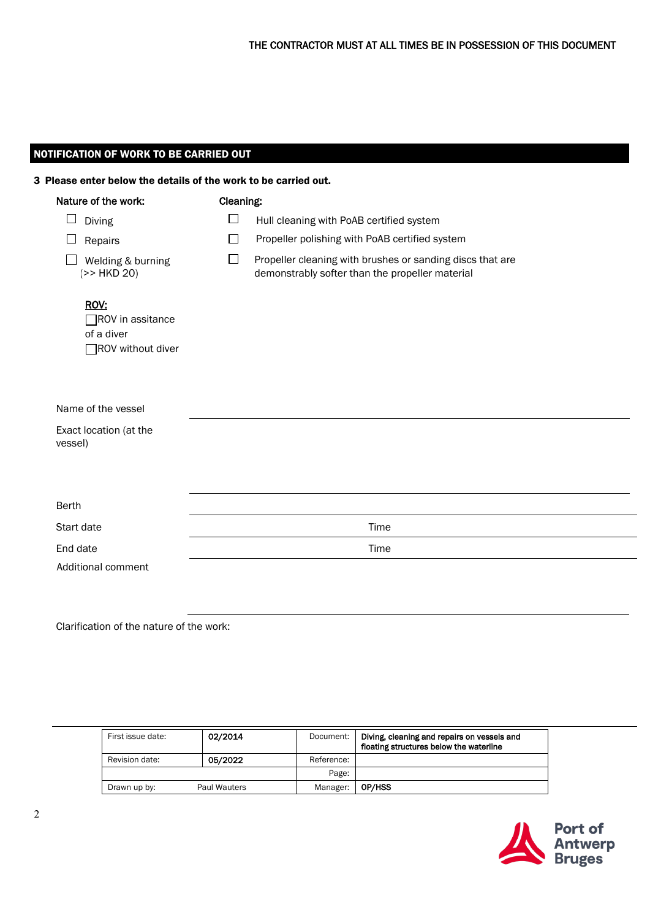THE CONTRACTOR MUST AT ALL TIMES BE IN POSSESSION OF THIS DOCUMENT

## NOTIFICATION OF WORK TO BE CARRIED OUT

**3 Please enter below the details of the work to be carried out.**

Nature of the work:

- ☐ Diving
- ☐ Repairs
- ☐ Welding & burning (>> HKD 20)

**ROV:**

- ☐ ROV in assitance of a diver
- ☐ ROV without diver

Cleaning:

- ☐ Hull cleaning with PoAB certified system
- ☐ Propeller polishing with PoAB certified system
- ☐ Propeller cleaning with brushes or sanding discs that are demonstrably softer than the propeller material

Name of the vessel \_\_\_\_\_\_\_\_\_\_\_\_\_\_\_\_\_\_\_\_\_\_\_\_\_\_\_\_\_\_

Exact location (at the vessel) \_\_\_\_\_\_\_\_\_\_\_\_\_\_\_\_\_\_\_\_\_\_\_\_\_\_\_\_\_\_

Berth \_\_\_\_\_\_\_\_\_\_\_\_\_\_\_\_\_\_\_\_\_\_\_\_\_\_\_\_\_\_

Start date \_\_\_\_\_\_\_\_\_\_\_\_\_\_\_ Time \_\_\_\_\_\_\_\_\_\_\_\_\_\_\_

End date \_\_\_\_\_\_\_\_\_\_\_\_\_\_\_ Time \_\_\_\_\_\_\_\_\_\_\_\_\_\_\_

Additional comment \_\_\_\_\_\_\_\_\_\_\_\_\_\_\_\_\_\_\_\_\_\_\_\_\_\_\_\_\_\_

Clarification of the nature of the work:

| First issue date: | 02/2014 | Document: | Diving, cleaning and repairs on vessels and floating structures below the waterline |
|---|---|---|---|
| Revision date: | 05/2022 | Reference: | |
| | | Page: | |
| Drawn up by: | Paul Wauters | Manager: | OP/HSS |

Port of Antwerp Bruges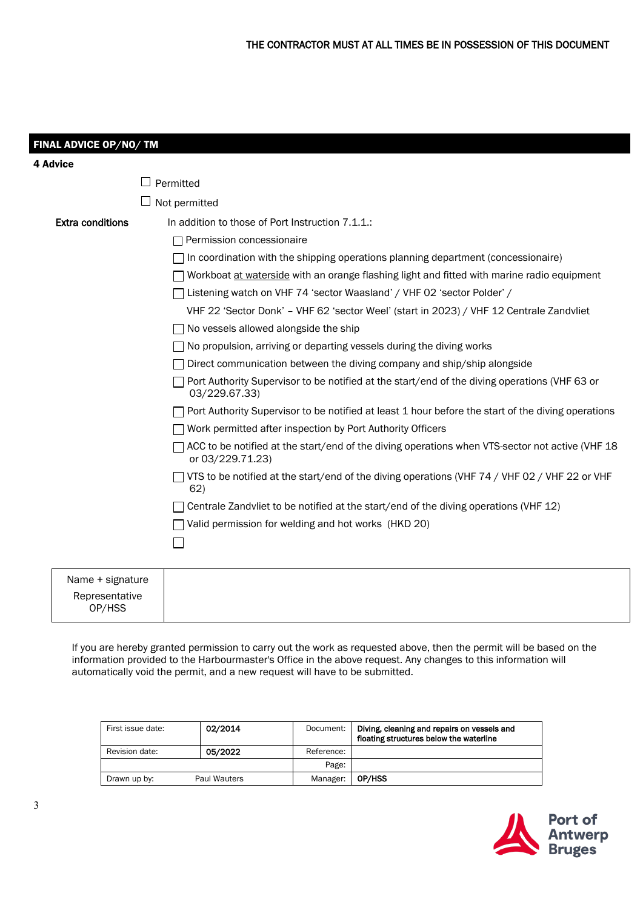THE CONTRACTOR MUST AT ALL TIMES BE IN POSSESSION OF THIS DOCUMENT

## FINAL ADVICE OP/NO/ TM

**4 Advice**

☐ Permitted

☐ Not permitted

**Extra conditions** In addition to those of Port Instruction 7.1.1.:

- ☐ Permission concessionaire
- ☐ In coordination with the shipping operations planning department (concessionaire)
- ☐ Workboat at waterside with an orange flashing light and fitted with marine radio equipment
- ☐ Listening watch on VHF 74 'sector Waasland' / VHF 02 'sector Polder' / VHF 22 'Sector Donk' – VHF 62 'sector Weel' (start in 2023) / VHF 12 Centrale Zandvliet
- ☐ No vessels allowed alongside the ship
- ☐ No propulsion, arriving or departing vessels during the diving works
- ☐ Direct communication between the diving company and ship/ship alongside
- ☐ Port Authority Supervisor to be notified at the start/end of the diving operations (VHF 63 or 03/229.67.33)
- ☐ Port Authority Supervisor to be notified at least 1 hour before the start of the diving operations
- ☐ Work permitted after inspection by Port Authority Officers
- ☐ ACC to be notified at the start/end of the diving operations when VTS-sector not active (VHF 18 or 03/229.71.23)
- ☐ VTS to be notified at the start/end of the diving operations (VHF 74 / VHF 02 / VHF 22 or VHF 62)
- ☐ Centrale Zandvliet to be notified at the start/end of the diving operations (VHF 12)
- ☐ Valid permission for welding and hot works (HKD 20)
- ☐

| | |
|---|---|
| Name + signature Representative OP/HSS | |

If you are hereby granted permission to carry out the work as requested above, then the permit will be based on the information provided to the Harbourmaster's Office in the above request. Any changes to this information will automatically void the permit, and a new request will have to be submitted.

| | | | |
|---|---|---|---|
| First issue date: | 02/2014 | Document: | Diving, cleaning and repairs on vessels and floating structures below the waterline |
| Revision date: | 05/2022 | Reference: | |
| | | Page: | |
| Drawn up by: | Paul Wauters | Manager: | OP/HSS |

Port of Antwerp Bruges